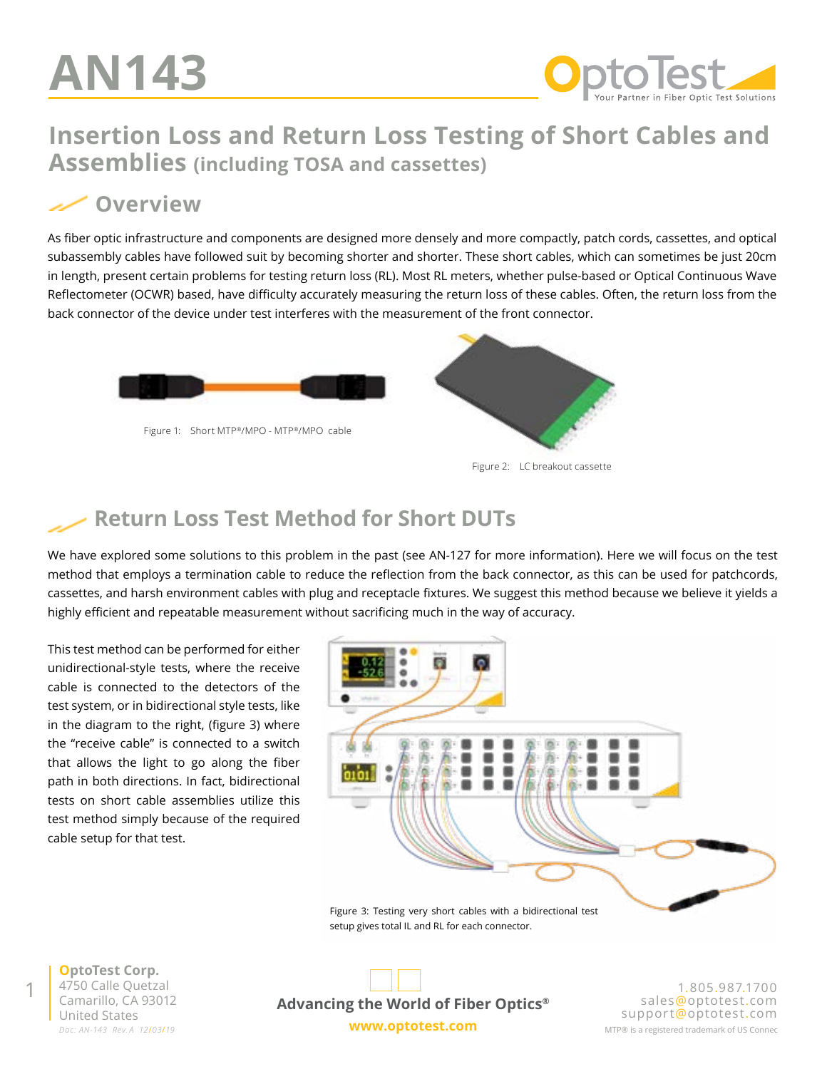# AN143

## Insertion Loss and Return Loss Testing of Short Cables and Assemblies (including TOSA and cassettes)

### Overview

As fiber optic infrastructure and components are designed more densely and more compactly, patch cords, cassettes, and optical subassembly cables have followed suit by becoming shorter and shorter. These short cables, which can sometimes be just 20cm in length, present certain problems for testing return loss (RL). Most RL meters, whether pulse-based or Optical Continuous Wave Reflectometer (OCWR) based, have difficulty accurately measuring the return loss of these cables. Often, the return loss from the back connector of the device under test interferes with the measurement of the front connector.

Figure 1: Short MTP®/MPO - MTP®/MPO cable

Figure 2: LC breakout cassette

### Return Loss Test Method for Short DUTs

We have explored some solutions to this problem in the past (see AN-127 for more information). Here we will focus on the test method that employs a termination cable to reduce the reflection from the back connector, as this can be used for patchcords, cassettes, and harsh environment cables with plug and receptacle fixtures. We suggest this method because we believe it yields a highly efficient and repeatable measurement without sacrificing much in the way of accuracy.

This test method can be performed for either unidirectional-style tests, where the receive cable is connected to the detectors of the test system, or in bidirectional style tests, like in the diagram to the right, (figure 3) where the "receive cable" is connected to a switch that allows the light to go along the fiber path in both directions. In fact, bidirectional tests on short cable assemblies utilize this test method simply because of the required cable setup for that test.

Figure 3: Testing very short cables with a bidirectional test setup gives total IL and RL for each connector.

**OptoTest Corp.**
4750 Calle Quetzal
Camarillo, CA 93012
United States
*Doc: AN-143 Rev. A 12/03/19*

**Advancing the World of Fiber Optics®**
**www.optotest.com**

1.805.987.1700
sales@optotest.com
support@optotest.com
MTP® is a registered trademark of US Connec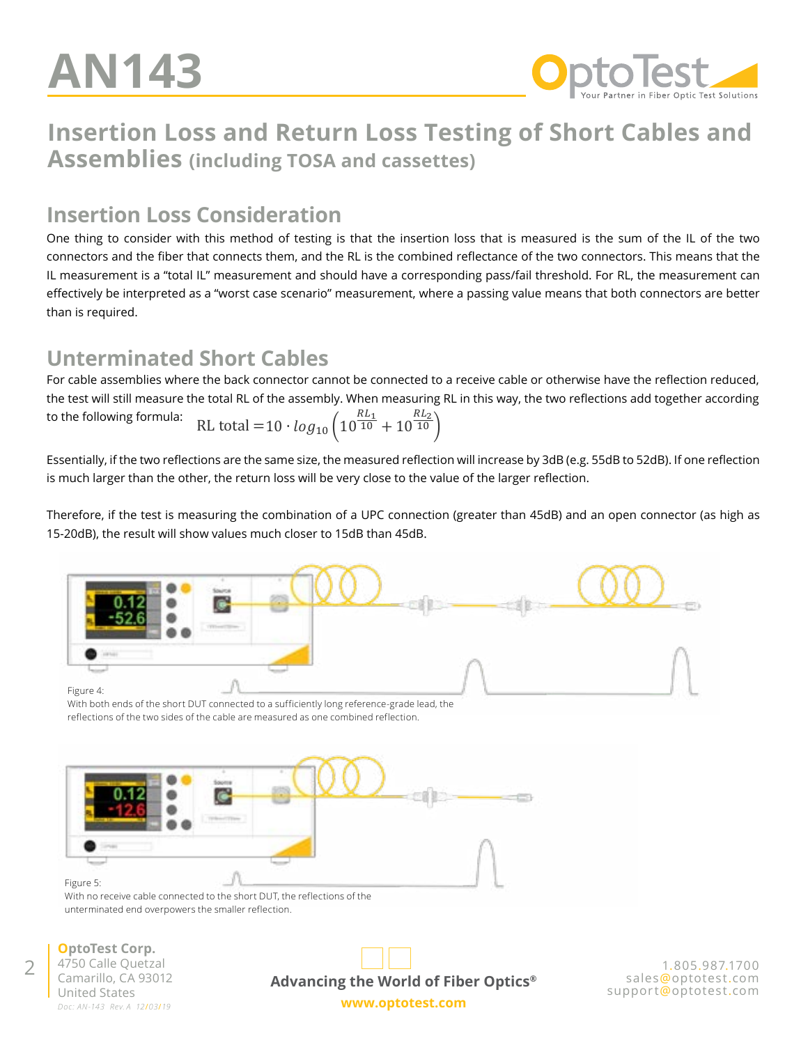# AN143

## Insertion Loss and Return Loss Testing of Short Cables and Assemblies (including TOSA and cassettes)

## Insertion Loss Consideration

One thing to consider with this method of testing is that the insertion loss that is measured is the sum of the IL of the two connectors and the fiber that connects them, and the RL is the combined reflectance of the two connectors. This means that the IL measurement is a "total IL" measurement and should have a corresponding pass/fail threshold. For RL, the measurement can effectively be interpreted as a "worst case scenario" measurement, where a passing value means that both connectors are better than is required.

## Unterminated Short Cables

For cable assemblies where the back connector cannot be connected to a receive cable or otherwise have the reflection reduced, the test will still measure the total RL of the assembly. When measuring RL in this way, the two reflections add together according to the following formula:

$$\text{RL total} = 10 \cdot log_{10}\left(10^{\frac{RL_1}{10}} + 10^{\frac{RL_2}{10}}\right)$$

Essentially, if the two reflections are the same size, the measured reflection will increase by 3dB (e.g. 55dB to 52dB). If one reflection is much larger than the other, the return loss will be very close to the value of the larger reflection.

Therefore, if the test is measuring the combination of a UPC connection (greater than 45dB) and an open connector (as high as 15-20dB), the result will show values much closer to 15dB than 45dB.

0.12
-52.6

Figure 4:
With both ends of the short DUT connected to a sufficiently long reference-grade lead, the reflections of the two sides of the cable are measured as one combined reflection.

0.12
-12.6

Figure 5:
With no receive cable connected to the short DUT, the reflections of the unterminated end overpowers the smaller reflection.

**OptoTest Corp.**
4750 Calle Quetzal
Camarillo, CA 93012
United States
*Doc: AN-143 Rev.A 12/03/19*

**Advancing the World of Fiber Optics®**
**www.optotest.com**

1.805.987.1700
sales@optotest.com
support@optotest.com